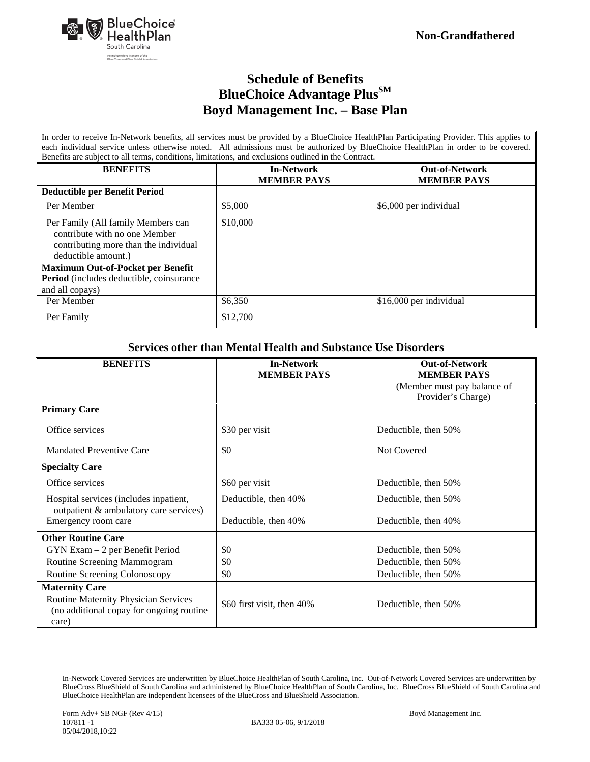Non-Grandfathered

# Schedule of Benefits
# BlueChoice Advantage Plus[SM]
# Boyd Management Inc. – Base Plan

In order to receive In-Network benefits, all services must be provided by a BlueChoice HealthPlan Participating Provider. This applies to each individual service unless otherwise noted. All admissions must be authorized by BlueChoice HealthPlan in order to be covered. Benefits are subject to all terms, conditions, limitations, and exclusions outlined in the Contract.

| BENEFITS | In-Network MEMBER PAYS | Out-of-Network MEMBER PAYS |
|---|---|---|
| **Deductible per Benefit Period** | | |
| Per Member | \$5,000 | \$6,000 per individual |
| Per Family (All family Members can contribute with no one Member contributing more than the individual deductible amount.) | \$10,000 | |
| **Maximum Out-of-Pocket per Benefit Period** (includes deductible, coinsurance and all copays) | | |
| Per Member | \$6,350 | \$16,000 per individual |
| Per Family | \$12,700 | |

## Services other than Mental Health and Substance Use Disorders

| BENEFITS | In-Network MEMBER PAYS | Out-of-Network MEMBER PAYS (Member must pay balance of Provider's Charge) |
|---|---|---|
| **Primary Care** | | |
| Office services | \$30 per visit | Deductible, then 50% |
| Mandated Preventive Care | \$0 | Not Covered |
| **Specialty Care** | | |
| Office services | \$60 per visit | Deductible, then 50% |
| Hospital services (includes inpatient, outpatient & ambulatory care services) | Deductible, then 40% | Deductible, then 50% |
| Emergency room care | Deductible, then 40% | Deductible, then 40% |
| **Other Routine Care** | | |
| GYN Exam – 2 per Benefit Period | \$0 | Deductible, then 50% |
| Routine Screening Mammogram | \$0 | Deductible, then 50% |
| Routine Screening Colonoscopy | \$0 | Deductible, then 50% |
| **Maternity Care** | | |
| Routine Maternity Physician Services (no additional copay for ongoing routine care) | \$60 first visit, then 40% | Deductible, then 50% |

In-Network Covered Services are underwritten by BlueChoice HealthPlan of South Carolina, Inc. Out-of-Network Covered Services are underwritten by BlueCross BlueShield of South Carolina and administered by BlueChoice HealthPlan of South Carolina, Inc. BlueCross BlueShield of South Carolina and BlueChoice HealthPlan are independent licensees of the BlueCross and BlueShield Association.

Form Adv+ SB NGF (Rev 4/15)
107811 -1
05/04/2018,10:22

BA333 05-06, 9/1/2018

Boyd Management Inc.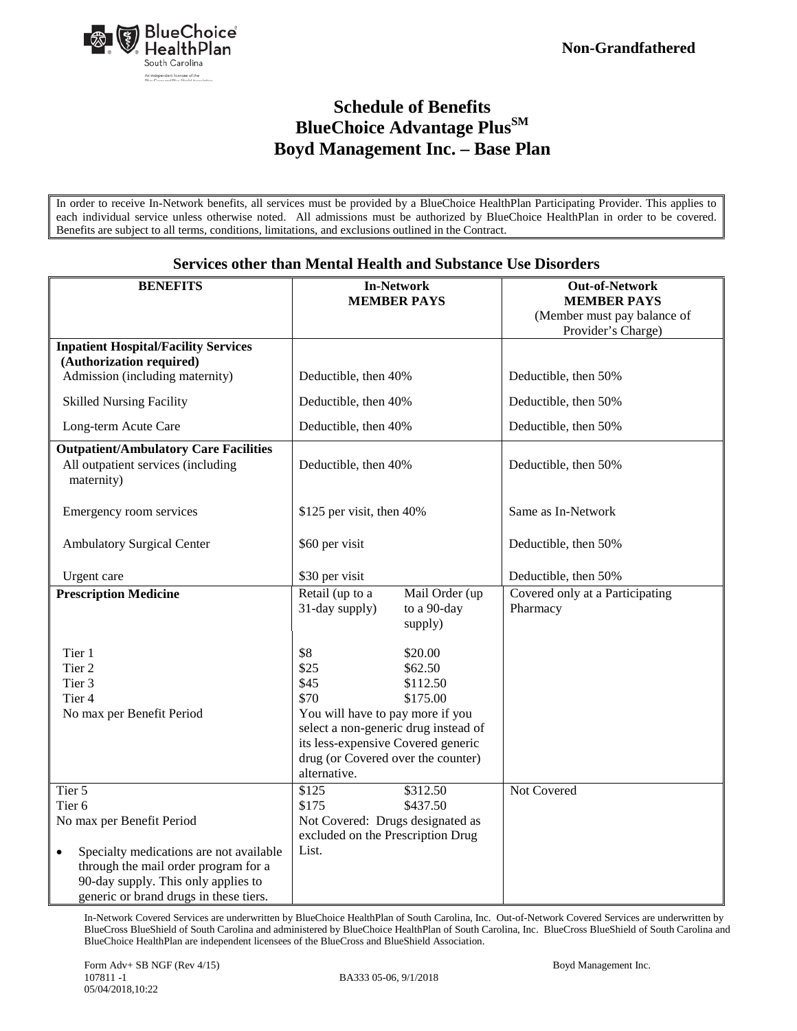**Non-Grandfathered**

# Schedule of Benefits
# BlueChoice Advantage Plus℠
# Boyd Management Inc. – Base Plan

In order to receive In-Network benefits, all services must be provided by a BlueChoice HealthPlan Participating Provider. This applies to each individual service unless otherwise noted. All admissions must be authorized by BlueChoice HealthPlan in order to be covered. Benefits are subject to all terms, conditions, limitations, and exclusions outlined in the Contract.

## Services other than Mental Health and Substance Use Disorders

| BENEFITS | In-Network MEMBER PAYS | | Out-of-Network MEMBER PAYS (Member must pay balance of Provider's Charge) |
|---|---|---|---|
| **Inpatient Hospital/Facility Services (Authorization required)** | | | |
| Admission (including maternity) | Deductible, then 40% | | Deductible, then 50% |
| Skilled Nursing Facility | Deductible, then 40% | | Deductible, then 50% |
| Long-term Acute Care | Deductible, then 40% | | Deductible, then 50% |
| **Outpatient/Ambulatory Care Facilities** | | | |
| All outpatient services (including maternity) | Deductible, then 40% | | Deductible, then 50% |
| Emergency room services | $125 per visit, then 40% | | Same as In-Network |
| Ambulatory Surgical Center | $60 per visit | | Deductible, then 50% |
| Urgent care | $30 per visit | | Deductible, then 50% |
| **Prescription Medicine** | Retail (up to a 31-day supply) | Mail Order (up to a 90-day supply) | Covered only at a Participating Pharmacy |
| Tier 1 | $8 | $20.00 | |
| Tier 2 | $25 | $62.50 | |
| Tier 3 | $45 | $112.50 | |
| Tier 4 | $70 | $175.00 | |
| No max per Benefit Period | You will have to pay more if you select a non-generic drug instead of its less-expensive Covered generic drug (or Covered over the counter) alternative. | | |
| Tier 5 | $125 | $312.50 | Not Covered |
| Tier 6 | $175 | $437.50 | |
| No max per Benefit Period<br>• Specialty medications are not available through the mail order program for a 90-day supply. This only applies to generic or brand drugs in these tiers. | Not Covered: Drugs designated as excluded on the Prescription Drug List. | | |

In-Network Covered Services are underwritten by BlueChoice HealthPlan of South Carolina, Inc. Out-of-Network Covered Services are underwritten by BlueCross BlueShield of South Carolina and administered by BlueChoice HealthPlan of South Carolina, Inc. BlueCross BlueShield of South Carolina and BlueChoice HealthPlan are independent licensees of the BlueCross and BlueShield Association.

Form Adv+ SB NGF (Rev 4/15) Boyd Management Inc.
107811 -1 BA333 05-06, 9/1/2018
05/04/2018,10:22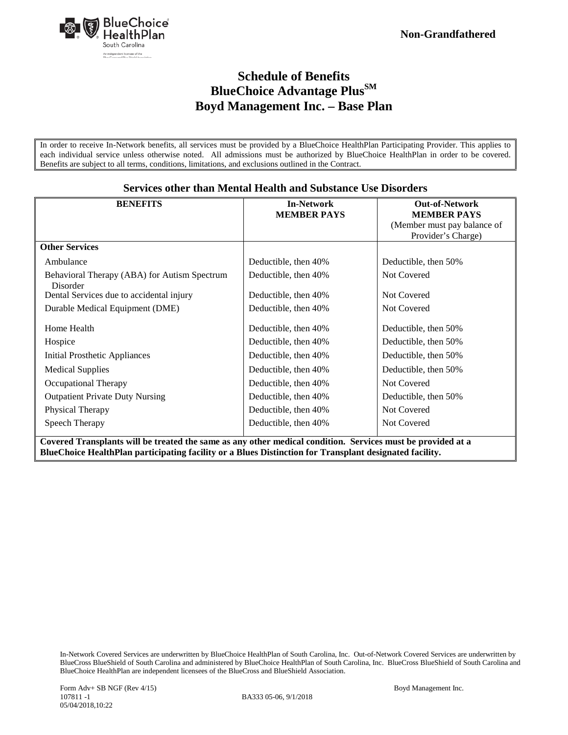Non-Grandfathered

# Schedule of Benefits
# BlueChoice Advantage Plus[SM]
# Boyd Management Inc. – Base Plan

In order to receive In-Network benefits, all services must be provided by a BlueChoice HealthPlan Participating Provider. This applies to each individual service unless otherwise noted. All admissions must be authorized by BlueChoice HealthPlan in order to be covered. Benefits are subject to all terms, conditions, limitations, and exclusions outlined in the Contract.

## Services other than Mental Health and Substance Use Disorders

| BENEFITS | In-Network MEMBER PAYS | Out-of-Network MEMBER PAYS (Member must pay balance of Provider's Charge) |
|---|---|---|
| **Other Services** | | |
| Ambulance | Deductible, then 40% | Deductible, then 50% |
| Behavioral Therapy (ABA) for Autism Spectrum Disorder | Deductible, then 40% | Not Covered |
| Dental Services due to accidental injury | Deductible, then 40% | Not Covered |
| Durable Medical Equipment (DME) | Deductible, then 40% | Not Covered |
| Home Health | Deductible, then 40% | Deductible, then 50% |
| Hospice | Deductible, then 40% | Deductible, then 50% |
| Initial Prosthetic Appliances | Deductible, then 40% | Deductible, then 50% |
| Medical Supplies | Deductible, then 40% | Deductible, then 50% |
| Occupational Therapy | Deductible, then 40% | Not Covered |
| Outpatient Private Duty Nursing | Deductible, then 40% | Deductible, then 50% |
| Physical Therapy | Deductible, then 40% | Not Covered |
| Speech Therapy | Deductible, then 40% | Not Covered |

**Covered Transplants will be treated the same as any other medical condition. Services must be provided at a BlueChoice HealthPlan participating facility or a Blues Distinction for Transplant designated facility.**

In-Network Covered Services are underwritten by BlueChoice HealthPlan of South Carolina, Inc. Out-of-Network Covered Services are underwritten by BlueCross BlueShield of South Carolina and administered by BlueChoice HealthPlan of South Carolina, Inc. BlueCross BlueShield of South Carolina and BlueChoice HealthPlan are independent licensees of the BlueCross and BlueShield Association.

Form Adv+ SB NGF (Rev 4/15)
107811 -1
05/04/2018,10:22

BA333 05-06, 9/1/2018

Boyd Management Inc.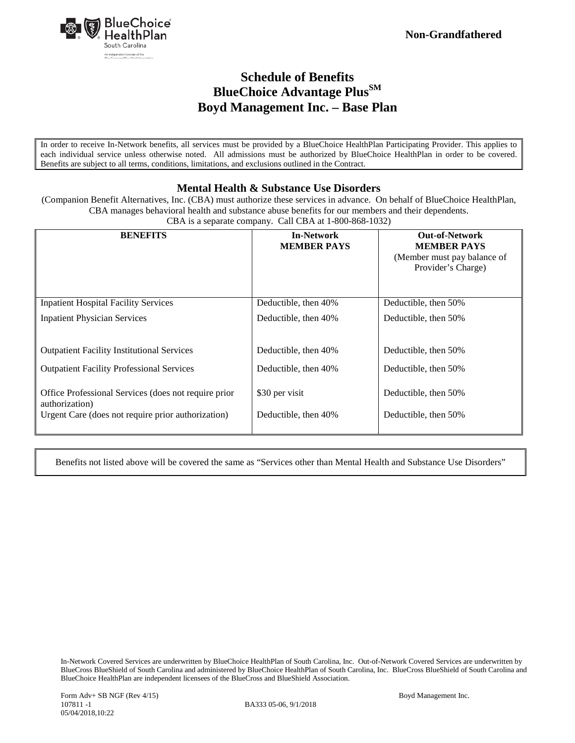**Non-Grandfathered**

# Schedule of Benefits
# BlueChoice Advantage Plus℠
# Boyd Management Inc. – Base Plan

In order to receive In-Network benefits, all services must be provided by a BlueChoice HealthPlan Participating Provider. This applies to each individual service unless otherwise noted. All admissions must be authorized by BlueChoice HealthPlan in order to be covered. Benefits are subject to all terms, conditions, limitations, and exclusions outlined in the Contract.

## Mental Health & Substance Use Disorders

(Companion Benefit Alternatives, Inc. (CBA) must authorize these services in advance. On behalf of BlueChoice HealthPlan, CBA manages behavioral health and substance abuse benefits for our members and their dependents. CBA is a separate company. Call CBA at 1-800-868-1032)

| BENEFITS | In-Network MEMBER PAYS | Out-of-Network MEMBER PAYS (Member must pay balance of Provider's Charge) |
|---|---|---|
| Inpatient Hospital Facility Services | Deductible, then 40% | Deductible, then 50% |
| Inpatient Physician Services | Deductible, then 40% | Deductible, then 50% |
| Outpatient Facility Institutional Services | Deductible, then 40% | Deductible, then 50% |
| Outpatient Facility Professional Services | Deductible, then 40% | Deductible, then 50% |
| Office Professional Services (does not require prior authorization) | $30 per visit | Deductible, then 50% |
| Urgent Care (does not require prior authorization) | Deductible, then 40% | Deductible, then 50% |

Benefits not listed above will be covered the same as "Services other than Mental Health and Substance Use Disorders"

In-Network Covered Services are underwritten by BlueChoice HealthPlan of South Carolina, Inc. Out-of-Network Covered Services are underwritten by BlueCross BlueShield of South Carolina and administered by BlueChoice HealthPlan of South Carolina, Inc. BlueCross BlueShield of South Carolina and BlueChoice HealthPlan are independent licensees of the BlueCross and BlueShield Association.

Form Adv+ SB NGF (Rev 4/15)
107811 -1
05/04/2018,10:22

BA333 05-06, 9/1/2018

Boyd Management Inc.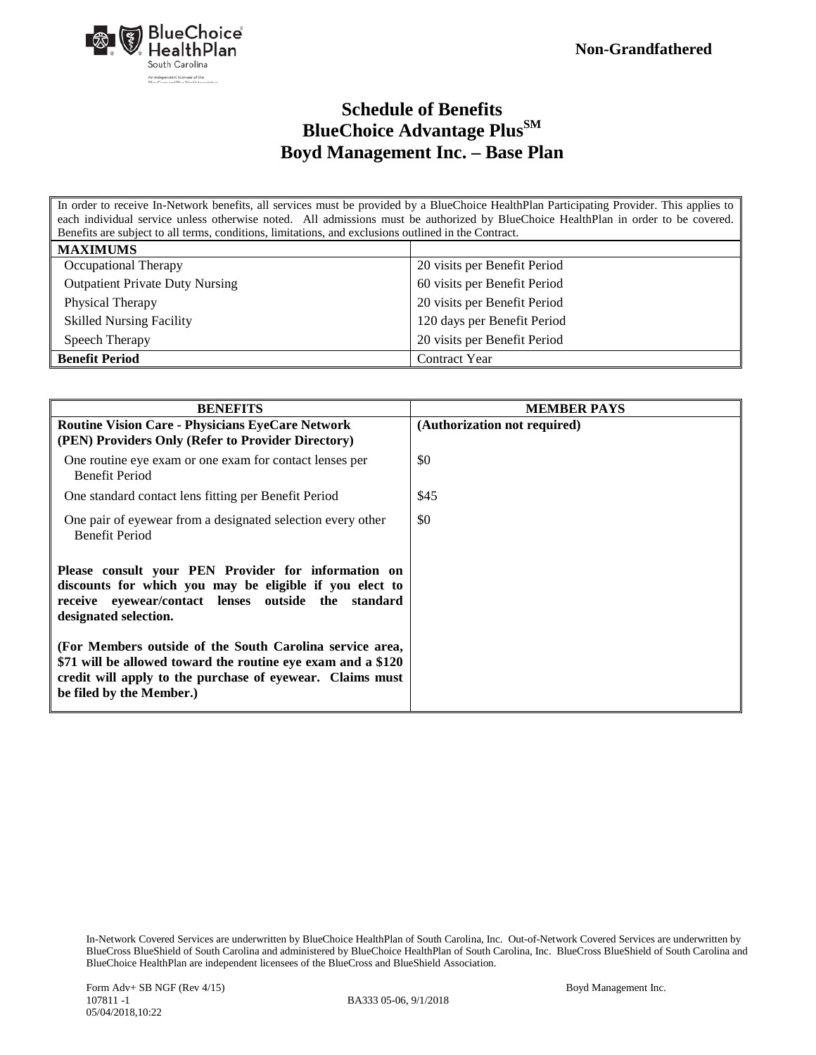**Non-Grandfathered**

# Schedule of Benefits
## BlueChoice Advantage Plus^SM
## Boyd Management Inc. – Base Plan

| In order to receive In-Network benefits, all services must be provided by a BlueChoice HealthPlan Participating Provider. This applies to each individual service unless otherwise noted. All admissions must be authorized by BlueChoice HealthPlan in order to be covered. Benefits are subject to all terms, conditions, limitations, and exclusions outlined in the Contract. | |
|---|---|
| **MAXIMUMS** | |
| Occupational Therapy | 20 visits per Benefit Period |
| Outpatient Private Duty Nursing | 60 visits per Benefit Period |
| Physical Therapy | 20 visits per Benefit Period |
| Skilled Nursing Facility | 120 days per Benefit Period |
| Speech Therapy | 20 visits per Benefit Period |
| **Benefit Period** | Contract Year |

| BENEFITS | MEMBER PAYS |
|---|---|
| **Routine Vision Care - Physicians EyeCare Network (PEN) Providers Only (Refer to Provider Directory)** | **(Authorization not required)** |
| One routine eye exam or one exam for contact lenses per Benefit Period | $0 |
| One standard contact lens fitting per Benefit Period | $45 |
| One pair of eyewear from a designated selection every other Benefit Period | $0 |
| **Please consult your PEN Provider for information on discounts for which you may be eligible if you elect to receive eyewear/contact lenses outside the standard designated selection.** | |
| **(For Members outside of the South Carolina service area, $71 will be allowed toward the routine eye exam and a $120 credit will apply to the purchase of eyewear. Claims must be filed by the Member.)** | |

In-Network Covered Services are underwritten by BlueChoice HealthPlan of South Carolina, Inc. Out-of-Network Covered Services are underwritten by BlueCross BlueShield of South Carolina and administered by BlueChoice HealthPlan of South Carolina, Inc. BlueCross BlueShield of South Carolina and BlueChoice HealthPlan are independent licensees of the BlueCross and BlueShield Association.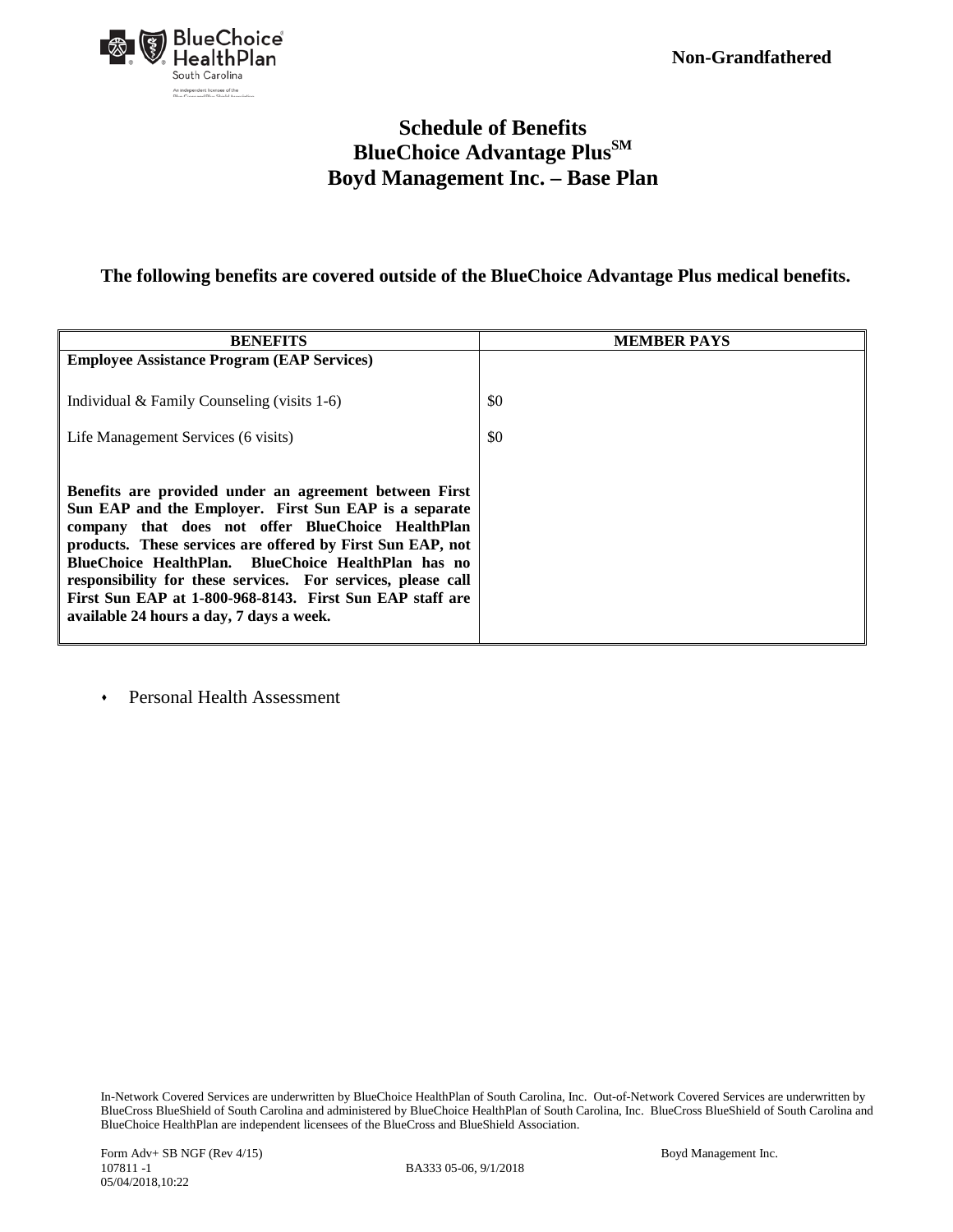**Non-Grandfathered**

# Schedule of Benefits
# BlueChoice Advantage Plus℠
# Boyd Management Inc. – Base Plan

**The following benefits are covered outside of the BlueChoice Advantage Plus medical benefits.**

| BENEFITS | MEMBER PAYS |
|---|---|
| **Employee Assistance Program (EAP Services)** | |
| Individual & Family Counseling (visits 1-6) | $0 |
| Life Management Services (6 visits) | $0 |
| **Benefits are provided under an agreement between First Sun EAP and the Employer. First Sun EAP is a separate company that does not offer BlueChoice HealthPlan products. These services are offered by First Sun EAP, not BlueChoice HealthPlan. BlueChoice HealthPlan has no responsibility for these services. For services, please call First Sun EAP at 1-800-968-8143. First Sun EAP staff are available 24 hours a day, 7 days a week.** | |

- Personal Health Assessment

In-Network Covered Services are underwritten by BlueChoice HealthPlan of South Carolina, Inc. Out-of-Network Covered Services are underwritten by BlueCross BlueShield of South Carolina and administered by BlueChoice HealthPlan of South Carolina, Inc. BlueCross BlueShield of South Carolina and BlueChoice HealthPlan are independent licensees of the BlueCross and BlueShield Association.

Form Adv+ SB NGF (Rev 4/15) Boyd Management Inc.
107811 -1 BA333 05-06, 9/1/2018
05/04/2018,10:22